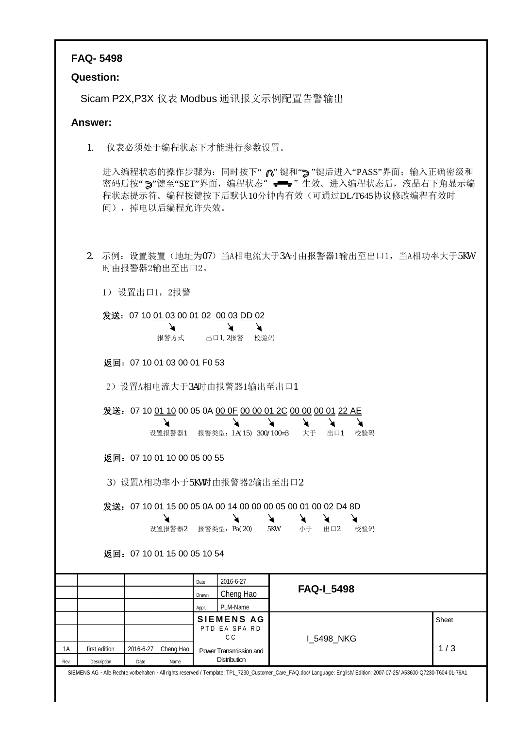**FAQ- 5498**

**Question:**

Sicam P2X,P3X 仪表 Modbus 通讯报文示例配置告警输出

**Answer:**

1. 仪表必须处于编程状态下才能进行参数设置。

   进入编程状态的操作步骤为：同时按下"  "键和"  "键后进入"PASS"界面；输入正确密级和密码后按"  "键至"SET"界面，编程状态"  "生效。进入编程状态后，液晶右下角显示编程状态提示符。编程按键按下后默认10分钟内有效（可通过DL/T645协议修改编程有效时间），掉电以后编程允许失效。

2. 示例：设置装置（地址为07）当A相电流大于3A时由报警器1输出至出口1，当A相功率大于5KW时由报警器2输出至出口2。

   1）设置出口1，2报警

   **发送**：07 10 <u>01 03</u> 00 01 02 <u>00 03</u> <u>DD 02</u>

   （01 03：报警方式；00 03：出口1, 2报警；DD 02：校验码）

   **返回**：07 10 01 03 00 01 F0 53

   2）设置A相电流大于3A时由报警器1输出至出口1

   **发送**：07 10 <u>01 10</u> 00 05 0A <u>00 0F</u> <u>00 00 01 2C</u> <u>00 00</u> <u>00 01</u> <u>22 AE</u>

   （01 10：设置报警器1；00 0F：报警类型：IA(15)；00 00 01 2C：300/100=3；00 00：大于；00 01：出口1；22 AE：校验码）

   **返回**：07 10 01 10 00 05 00 55

   3）设置A相功率小于5KW时由报警器2输出至出口2

   **发送**：07 10 <u>01 15</u> 00 05 0A <u>00 14</u> <u>00 00 00 05</u> <u>00 01</u> <u>00 02</u> <u>D4 8D</u>

   （01 15：设置报警器2；00 14：报警类型：Pa(20)；00 00 00 05：5KW；00 01：小于；00 02：出口2；D4 8D：校验码）

   **返回**：07 10 01 15 00 05 10 54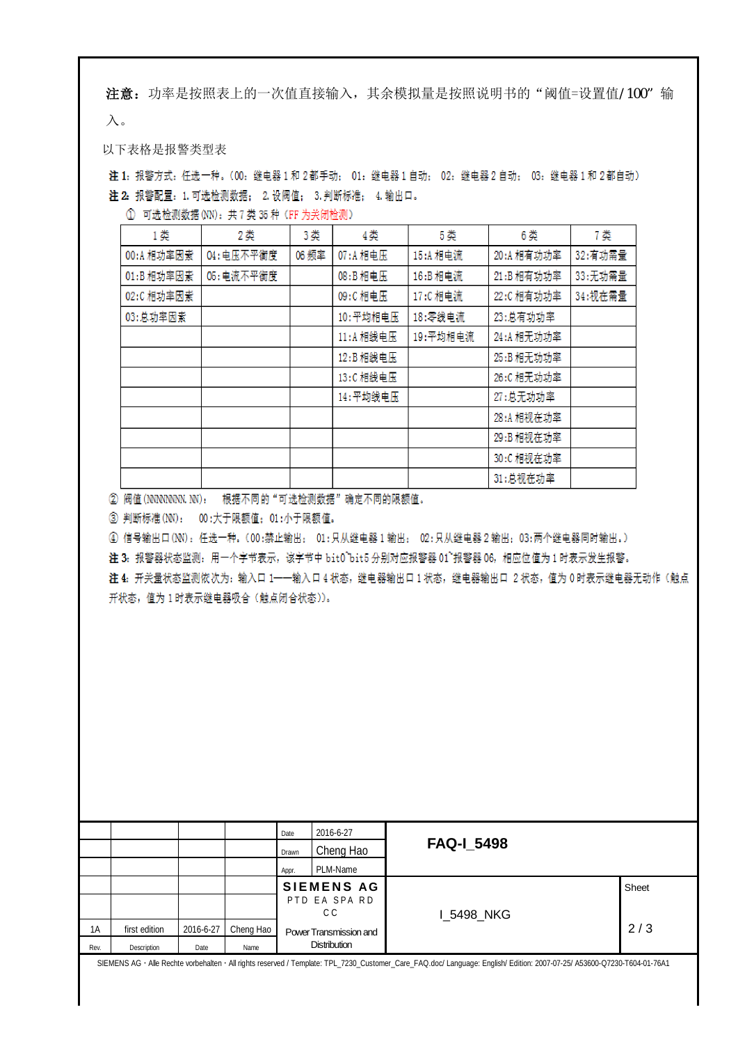**注意：**功率是按照表上的一次值直接输入，其余模拟量是按照说明书的“阈值=设置值/100”输入。

以下表格是报警类型表

**注 1**：报警方式：任选一种。（00：继电器 1 和 2 都手动；01：继电器 1 自动；02：继电器 2 自动；03：继电器 1 和 2 都自动）

**注 2**：报警配置：1.可选检测数据；2.设阀值；3.判断标准；4.输出口。

① 可选检测数据(NN)：共 7 类 35 种（FF 为关闭检测）

| 1 类 | 2 类 | 3 类 | 4 类 | 5 类 | 6 类 | 7 类 |
|---|---|---|---|---|---|---|
| 00:A 相功率因素 | 04:电压不平衡度 | 06 频率 | 07:A 相电压 | 15:A 相电流 | 20:A 相有功功率 | 32:有功需量 |
| 01:B 相功率因素 | 05:电流不平衡度 | | 08:B 相电压 | 16:B 相电流 | 21:B 相有功功率 | 33:无功需量 |
| 02:C 相功率因素 | | | 09:C 相电压 | 17:C 相电流 | 22:C 相有功功率 | 34:视在需量 |
| 03:总功率因素 | | | 10:平均相电压 | 18:零线电流 | 23:总有功功率 | |
| | | | 11:A 相线电压 | 19:平均相电流 | 24:A 相无功功率 | |
| | | | 12:B 相线电压 | | 25:B 相无功功率 | |
| | | | 13:C 相线电压 | | 26:C 相无功功率 | |
| | | | 14:平均线电压 | | 27:总无功功率 | |
| | | | | | 28:A 相视在功率 | |
| | | | | | 29:B 相视在功率 | |
| | | | | | 30:C 相视在功率 | |
| | | | | | 31:总视在功率 | |

② 阀值(NNNNNNNN.NN)：根据不同的“可选检测数据”确定不同的限额值。

③ 判断标准(NN)：00:大于限额值；01:小于限额值。

④ 信号输出口(NN)：任选一种。（00:禁止输出；01:只从继电器 1 输出；02:只从继电器 2 输出；03:两个继电器同时输出。）

**注 3**：报警器状态监测：用一个字节表示，该字节中 bit0~bit5 分别对应报警器 01~报警器 06，相应位值为 1 时表示发生报警。

**注 4**：开关量状态监测依次为：输入口 1——输入口 4 状态，继电器输出口 1 状态，继电器输出口 2 状态，值为 0 时表示继电器无动作（触点开状态，值为 1 时表示继电器吸合（触点闭合状态））。

| | | | | Date | 2016-6-27 | FAQ-I_5498 | |
|---|---|---|---|---|---|---|---|
| | | | | Drawn | Cheng Hao | | |
| | | | | Appr. | PLM-Name | | |
| | | | | SIEMENS AG PTD EA SPA RD CC Power Transmission and Distribution | | I_5498_NKG | Sheet 2 / 3 |
| 1A | first edition | 2016-6-27 | Cheng Hao | | | | |
| Rev. | Description | Date | Name | | | | |

SIEMENS AG · Alle Rechte vorbehalten · All rights reserved / Template: TPL_7230_Customer_Care_FAQ.doc/ Language: English/ Edition: 2007-07-25/ A53600-Q7230-T604-01-76A1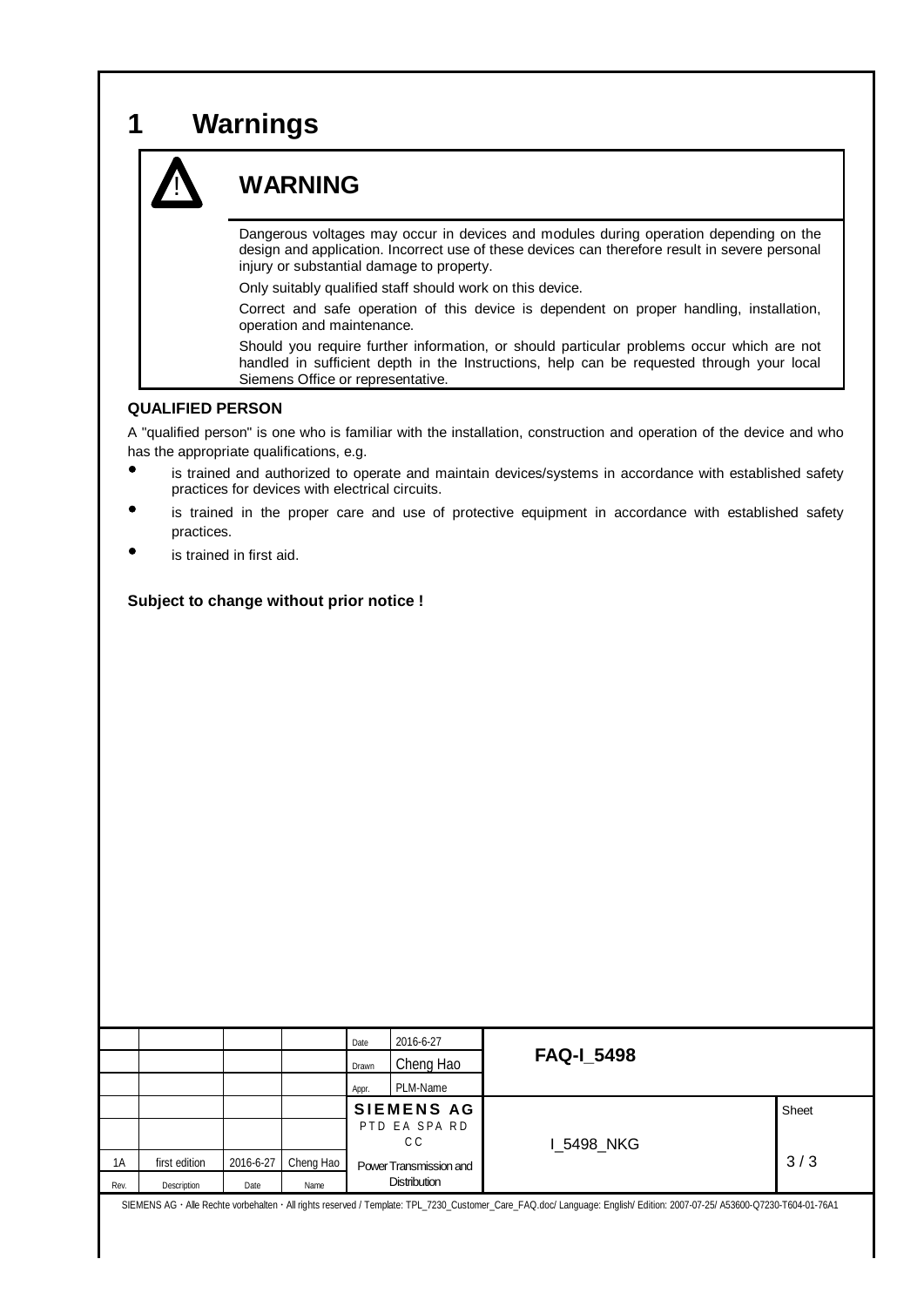# 1 Warnings

## WARNING

Dangerous voltages may occur in devices and modules during operation depending on the design and application. Incorrect use of these devices can therefore result in severe personal injury or substantial damage to property.

Only suitably qualified staff should work on this device.

Correct and safe operation of this device is dependent on proper handling, installation, operation and maintenance.

Should you require further information, or should particular problems occur which are not handled in sufficient depth in the Instructions, help can be requested through your local Siemens Office or representative.

**QUALIFIED PERSON**

A "qualified person" is one who is familiar with the installation, construction and operation of the device and who has the appropriate qualifications, e.g.

- is trained and authorized to operate and maintain devices/systems in accordance with established safety practices for devices with electrical circuits.
- is trained in the proper care and use of protective equipment in accordance with established safety practices.
- is trained in first aid.

**Subject to change without prior notice !**

| | | | | | | | |
|---|---|---|---|---|---|---|---|
| | | | | Date | 2016-6-27 | **FAQ-I_5498** | |
| | | | | Drawn | Cheng Hao | | |
| | | | | Appr. | PLM-Name | | |
| | | | | **SIEMENS AG** PTD EA SPA RD CC | | I_5498_NKG | Sheet |
| 1A | first edition | 2016-6-27 | Cheng Hao | Power Transmission and Distribution | | | 3 / 3 |
| Rev. | Description | Date | Name | | | | |

SIEMENS AG · Alle Rechte vorbehalten · All rights reserved / Template: TPL_7230_Customer_Care_FAQ.doc/ Language: English/ Edition: 2007-07-25/ A53600-Q7230-T604-01-76A1